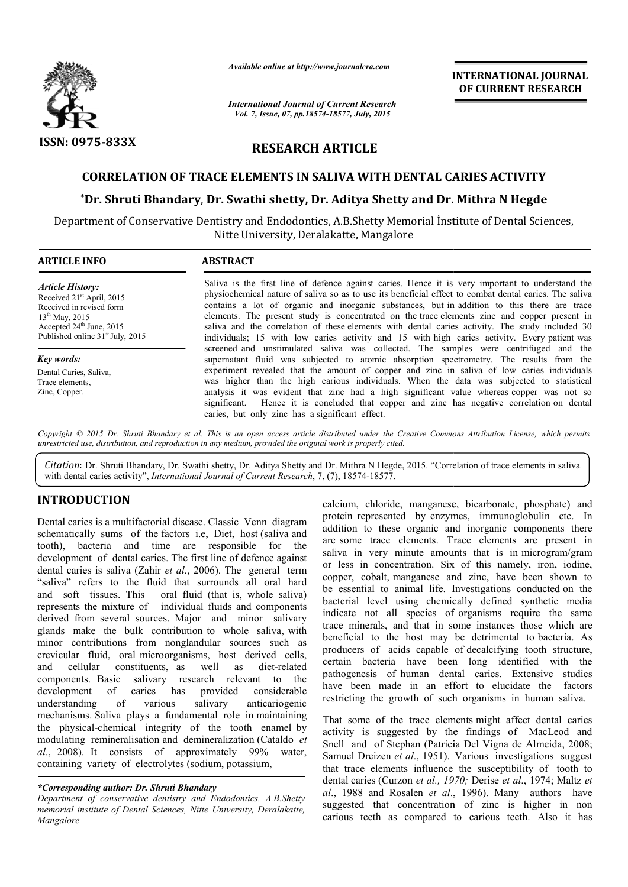*Available online at http://www.journalcra.com*

*International Journal of Current Research*
*Vol. 7, Issue, 07, pp.18574-18577, July, 2015*

**INTERNATIONAL JOURNAL OF CURRENT RESEARCH**

ISSN: 0975-833X

## RESEARCH ARTICLE

# CORRELATION OF TRACE ELEMENTS IN SALIVA WITH DENTAL CARIES ACTIVITY

**\*Dr. Shruti Bhandary, Dr. Swathi shetty, Dr. Aditya Shetty and Dr. Mithra N Hegde**

Department of Conservative Dentistry and Endodontics, A.B.Shetty Memorial İnstitute of Dental Sciences, Nitte University, Deralakatte, Mangalore

**ARTICLE INFO**

*Article History:*
Received 21st April, 2015
Received in revised form
13th May, 2015
Accepted 24th June, 2015
Published online 31st July, 2015

*Key words:*
Dental Caries, Saliva, Trace elements, Zinc, Copper.

**ABSTRACT**

Saliva is the first line of defence against caries. Hence it is very important to understand the physiochemical nature of saliva so as to use its beneficial effect to combat dental caries. The saliva contains a lot of organic and inorganic substances, but in addition to this there are trace elements. The present study is concentrated on the trace elements zinc and copper present in saliva and the correlation of these elements with dental caries activity. The study included 30 individuals; 15 with low caries activity and 15 with high caries activity. Every patient was screened and unstimulated saliva was collected. The samples were centrifuged and the supernatant fluid was subjected to atomic absorption spectrometry. The results from the experiment revealed that the amount of copper and zinc in saliva of low caries individuals was higher than the high carious individuals. When the data was subjected to statistical analysis it was evident that zinc had a high significant value whereas copper was not so significant. Hence it is concluded that copper and zinc has negative correlation on dental caries, but only zinc has a significant effect.

*Copyright © 2015 Dr. Shruti Bhandary et al. This is an open access article distributed under the Creative Commons Attribution License, which permits unrestricted use, distribution, and reproduction in any medium, provided the original work is properly cited.*

*Citation*: Dr. Shruti Bhandary, Dr. Swathi shetty, Dr. Aditya Shetty and Dr. Mithra N Hegde, 2015. "Correlation of trace elements in saliva with dental caries activity", *International Journal of Current Research*, 7, (7), 18574-18577.

## INTRODUCTION

Dental caries is a multifactorial disease. Classic Venn diagram schematically sums of the factors i.e, Diet, host (saliva and tooth), bacteria and time are responsible for the development of dental caries. The first line of defence against dental caries is saliva (Zahir *et al*., 2006). The general term "saliva" refers to the fluid that surrounds all oral hard and soft tissues. This oral fluid (that is, whole saliva) represents the mixture of individual fluids and components derived from several sources. Major and minor salivary glands make the bulk contribution to whole saliva, with minor contributions from nonglandular sources such as crevicular fluid, oral microorganisms, host derived cells, and cellular constituents, as well as diet-related components. Basic salivary research relevant to the development of caries has provided considerable understanding of various salivary anticariogenic mechanisms. Saliva plays a fundamental role in maintaining the physical-chemical integrity of the tooth enamel by modulating remineralisation and demineralization (Cataldo *et al*., 2008). It consists of approximately 99% water, containing variety of electrolytes (sodium, potassium, calcium, chloride, manganese, bicarbonate, phosphate) and protein represented by enzymes, immunoglobulin etc. In addition to these organic and inorganic components there are some trace elements. Trace elements are present in saliva in very minute amounts that is in microgram/gram or less in concentration. Six of this namely, iron, iodine, copper, cobalt, manganese and zinc, have been shown to be essential to animal life. Investigations conducted on the bacterial level using chemically defined synthetic media indicate not all species of organisms require the same trace minerals, and that in some instances those which are beneficial to the host may be detrimental to bacteria. As producers of acids capable of decalcifying tooth structure, certain bacteria have been long identified with the pathogenesis of human dental caries. Extensive studies have been made in an effort to elucidate the factors restricting the growth of such organisms in human saliva.

That some of the trace elements might affect dental caries activity is suggested by the findings of MacLeod and Snell and of Stephan (Patricia Del Vigna de Almeida, 2008; Samuel Dreizen *et al*., 1951). Various investigations suggest that trace elements influence the susceptibility of tooth to dental caries (Curzon *et al., 1970;* Derise *et al*., 1974; Maltz *et al*., 1988 and Rosalen *et al*., 1996). Many authors have suggested that concentration of zinc is higher in non carious teeth as compared to carious teeth. Also it has

*\*Corresponding author: Dr. Shruti Bhandary*
*Department of conservative dentistry and Endodontics, A.B.Shetty memorial institute of Dental Sciences, Nitte University, Deralakatte, Mangalore*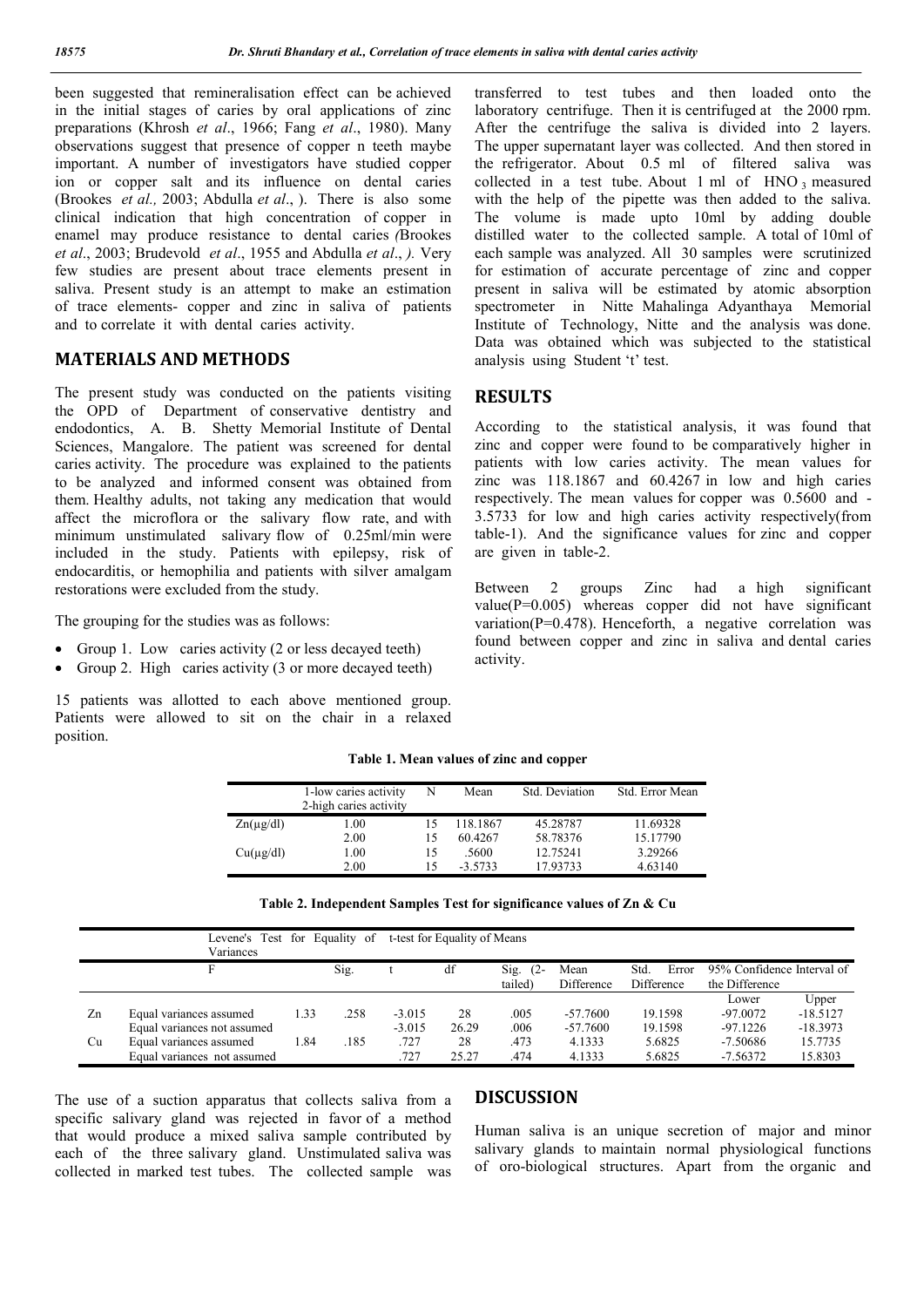been suggested that remineralisation effect can be achieved in the initial stages of caries by oral applications of zinc preparations (Khrosh *et al*., 1966; Fang *et al*., 1980). Many observations suggest that presence of copper n teeth maybe important. A number of investigators have studied copper ion or copper salt and its influence on dental caries (Brookes *et al.,* 2003; Abdulla *et al*., ). There is also some clinical indication that high concentration of copper in enamel may produce resistance to dental caries *(*Brookes *et al*., 2003; Brudevold *et al*., 1955 and Abdulla *et al*., *).* Very few studies are present about trace elements present in saliva. Present study is an attempt to make an estimation of trace elements- copper and zinc in saliva of patients and to correlate it with dental caries activity.

## MATERIALS AND METHODS

The present study was conducted on the patients visiting the OPD of Department of conservative dentistry and endodontics, A. B. Shetty Memorial Institute of Dental Sciences, Mangalore. The patient was screened for dental caries activity. The procedure was explained to the patients to be analyzed and informed consent was obtained from them. Healthy adults, not taking any medication that would affect the microflora or the salivary flow rate, and with minimum unstimulated salivary flow of 0.25ml/min were included in the study. Patients with epilepsy, risk of endocarditis, or hemophilia and patients with silver amalgam restorations were excluded from the study.

The grouping for the studies was as follows:

- Group 1. Low caries activity (2 or less decayed teeth)
- Group 2. High caries activity (3 or more decayed teeth)

15 patients was allotted to each above mentioned group. Patients were allowed to sit on the chair in a relaxed position.

The use of a suction apparatus that collects saliva from a specific salivary gland was rejected in favor of a method that would produce a mixed saliva sample contributed by each of the three salivary gland. Unstimulated saliva was collected in marked test tubes. The collected sample was transferred to test tubes and then loaded onto the laboratory centrifuge. Then it is centrifuged at the 2000 rpm. After the centrifuge the saliva is divided into 2 layers. The upper supernatant layer was collected. And then stored in the refrigerator. About 0.5 ml of filtered saliva was collected in a test tube. About 1 ml of $HNO_3$ measured with the help of the pipette was then added to the saliva. The volume is made upto 10ml by adding double distilled water to the collected sample. A total of 10ml of each sample was analyzed. All 30 samples were scrutinized for estimation of accurate percentage of zinc and copper present in saliva will be estimated by atomic absorption spectrometer in Nitte Mahalinga Adyanthaya Memorial Institute of Technology, Nitte and the analysis was done. Data was obtained which was subjected to the statistical analysis using Student 't' test.

## RESULTS

According to the statistical analysis, it was found that zinc and copper were found to be comparatively higher in patients with low caries activity. The mean values for zinc was 118.1867 and 60.4267 in low and high caries respectively. The mean values for copper was 0.5600 and -3.5733 for low and high caries activity respectively(from table-1). And the significance values for zinc and copper are given in table-2.

Between 2 groups Zinc had a high significant value(P=0.005) whereas copper did not have significant variation(P=0.478). Henceforth, a negative correlation was found between copper and zinc in saliva and dental caries activity.

**Table 1. Mean values of zinc and copper**

| | 1-low caries activity<br>2-high caries activity | N | Mean | Std. Deviation | Std. Error Mean |
|---|---|---|---|---|---|
| Zn(µg/dl) | 1.00 | 15 | 118.1867 | 45.28787 | 11.69328 |
| | 2.00 | 15 | 60.4267 | 58.78376 | 15.17790 |
| Cu(µg/dl) | 1.00 | 15 | .5600 | 12.75241 | 3.29266 |
| | 2.00 | 15 | -3.5733 | 17.93733 | 4.63140 |

**Table 2. Independent Samples Test for significance values of Zn & Cu**

| | | Levene's Test for Equality of Variances | | t-test for Equality of Means | | | | | | |
|---|---|---|---|---|---|---|---|---|---|---|
| | | F | Sig. | t | df | Sig. (2-tailed) | Mean Difference | Std. Error Difference | 95% Confidence Interval of the Difference | |
| | | | | | | | | | Lower | Upper |
| Zn | Equal variances assumed | 1.33 | .258 | -3.015 | 28 | .005 | -57.7600 | 19.1598 | -97.0072 | -18.5127 |
| | Equal variances not assumed | | | -3.015 | 26.29 | .006 | -57.7600 | 19.1598 | -97.1226 | -18.3973 |
| Cu | Equal variances assumed | 1.84 | .185 | .727 | 28 | .473 | 4.1333 | 5.6825 | -7.50686 | 15.7735 |
| | Equal variances not assumed | | | .727 | 25.27 | .474 | 4.1333 | 5.6825 | -7.56372 | 15.8303 |

## DISCUSSION

Human saliva is an unique secretion of major and minor salivary glands to maintain normal physiological functions of oro-biological structures. Apart from the organic and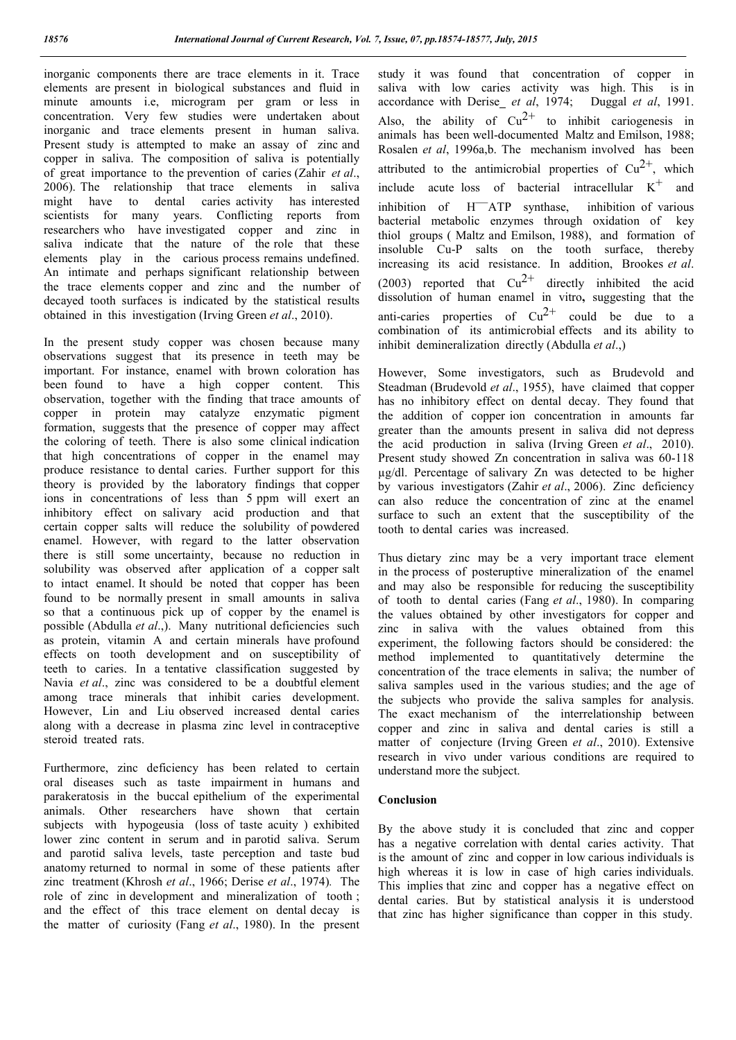inorganic components there are trace elements in it. Trace elements are present in biological substances and fluid in minute amounts i.e, microgram per gram or less in concentration. Very few studies were undertaken about inorganic and trace elements present in human saliva. Present study is attempted to make an assay of zinc and copper in saliva. The composition of saliva is potentially of great importance to the prevention of caries (Zahir *et al*., 2006). The relationship that trace elements in saliva might have to dental caries activity has interested scientists for many years. Conflicting reports from researchers who have investigated copper and zinc in saliva indicate that the nature of the role that these elements play in the carious process remains undefined. An intimate and perhaps significant relationship between the trace elements copper and zinc and the number of decayed tooth surfaces is indicated by the statistical results obtained in this investigation (Irving Green *et al*., 2010).

In the present study copper was chosen because many observations suggest that its presence in teeth may be important. For instance, enamel with brown coloration has been found to have a high copper content. This observation, together with the finding that trace amounts of copper in protein may catalyze enzymatic pigment formation, suggests that the presence of copper may affect the coloring of teeth. There is also some clinical indication that high concentrations of copper in the enamel may produce resistance to dental caries. Further support for this theory is provided by the laboratory findings that copper ions in concentrations of less than 5 ppm will exert an inhibitory effect on salivary acid production and that certain copper salts will reduce the solubility of powdered enamel. However, with regard to the latter observation there is still some uncertainty, because no reduction in solubility was observed after application of a copper salt to intact enamel. It should be noted that copper has been found to be normally present in small amounts in saliva so that a continuous pick up of copper by the enamel is possible (Abdulla *et al*.,). Many nutritional deficiencies such as protein, vitamin A and certain minerals have profound effects on tooth development and on susceptibility of teeth to caries. In a tentative classification suggested by Navia *et al*., zinc was considered to be a doubtful element among trace minerals that inhibit caries development. However, Lin and Liu observed increased dental caries along with a decrease in plasma zinc level in contraceptive steroid treated rats.

Furthermore, zinc deficiency has been related to certain oral diseases such as taste impairment in humans and parakeratosis in the buccal epithelium of the experimental animals. Other researchers have shown that certain subjects with hypogeusia (loss of taste acuity ) exhibited lower zinc content in serum and in parotid saliva. Serum and parotid saliva levels, taste perception and taste bud anatomy returned to normal in some of these patients after zinc treatment (Khrosh *et al*., 1966; Derise *et al*., 1974). The role of zinc in development and mineralization of tooth ; and the effect of this trace element on dental decay is the matter of curiosity (Fang *et al*., 1980). In the present study it was found that concentration of copper in saliva with low caries activity was high. This is in accordance with Derise_ *et al*, 1974; Duggal *et al*, 1991. Also, the ability of $Cu^{2+}$ to inhibit cariogenesis in animals has been well-documented Maltz and Emilson, 1988; Rosalen *et al*, 1996a,b. The mechanism involved has been attributed to the antimicrobial properties of $Cu^{2+}$, which include acute loss of bacterial intracellular $K^{+}$ and inhibition of H—ATP synthase, inhibition of various bacterial metabolic enzymes through oxidation of key thiol groups ( Maltz and Emilson, 1988), and formation of insoluble Cu-P salts on the tooth surface, thereby increasing its acid resistance. In addition, Brookes *et al*. (2003) reported that $Cu^{2+}$ directly inhibited the acid dissolution of human enamel in vitro**,** suggesting that the anti-caries properties of $Cu^{2+}$ could be due to a combination of its antimicrobial effects and its ability to inhibit demineralization directly (Abdulla *et al*.,)

However, Some investigators, such as Brudevold and Steadman (Brudevold *et al*., 1955), have claimed that copper has no inhibitory effect on dental decay. They found that the addition of copper ion concentration in amounts far greater than the amounts present in saliva did not depress the acid production in saliva (Irving Green *et al*., 2010). Present study showed Zn concentration in saliva was 60-118 µg/dl. Percentage of salivary Zn was detected to be higher by various investigators (Zahir *et al*., 2006). Zinc deficiency can also reduce the concentration of zinc at the enamel surface to such an extent that the susceptibility of the tooth to dental caries was increased.

Thus dietary zinc may be a very important trace element in the process of posteruptive mineralization of the enamel and may also be responsible for reducing the susceptibility of tooth to dental caries (Fang *et al*., 1980). In comparing the values obtained by other investigators for copper and zinc in saliva with the values obtained from this experiment, the following factors should be considered: the method implemented to quantitatively determine the concentration of the trace elements in saliva; the number of saliva samples used in the various studies; and the age of the subjects who provide the saliva samples for analysis. The exact mechanism of the interrelationship between copper and zinc in saliva and dental caries is still a matter of conjecture (Irving Green *et al*., 2010). Extensive research in vivo under various conditions are required to understand more the subject.

## Conclusion

By the above study it is concluded that zinc and copper has a negative correlation with dental caries activity. That is the amount of zinc and copper in low carious individuals is high whereas it is low in case of high caries individuals. This implies that zinc and copper has a negative effect on dental caries. But by statistical analysis it is understood that zinc has higher significance than copper in this study.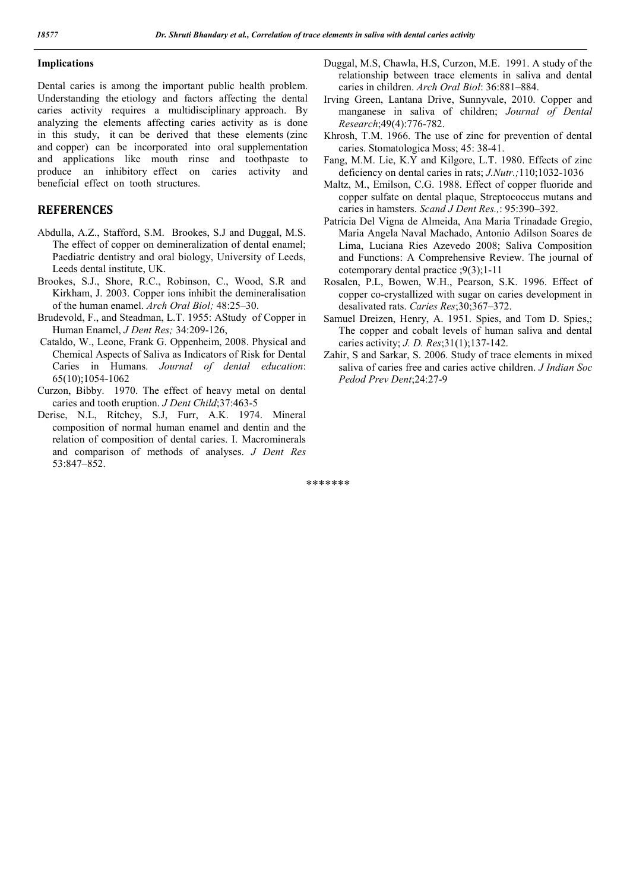### Implications

Dental caries is among the important public health problem. Understanding the etiology and factors affecting the dental caries activity requires a multidisciplinary approach. By analyzing the elements affecting caries activity as is done in this study, it can be derived that these elements (zinc and copper) can be incorporated into oral supplementation and applications like mouth rinse and toothpaste to produce an inhibitory effect on caries activity and beneficial effect on tooth structures.

## REFERENCES

Abdulla, A.Z., Stafford, S.M. Brookes, S.J and Duggal, M.S. The effect of copper on demineralization of dental enamel; Paediatric dentistry and oral biology, University of Leeds, Leeds dental institute, UK.

Brookes, S.J., Shore, R.C., Robinson, C., Wood, S.R and Kirkham, J. 2003. Copper ions inhibit the demineralisation of the human enamel. *Arch Oral Biol;* 48:25–30.

Brudevold, F., and Steadman, L.T. 1955: AStudy of Copper in Human Enamel, *J Dent Res;* 34:209-126,

Cataldo, W., Leone, Frank G. Oppenheim, 2008. Physical and Chemical Aspects of Saliva as Indicators of Risk for Dental Caries in Humans. *Journal of dental education*: 65(10);1054-1062

Curzon, Bibby. 1970. The effect of heavy metal on dental caries and tooth eruption. *J Dent Child*;37:463-5

Derise, N.L, Ritchey, S.J, Furr, A.K. 1974. Mineral composition of normal human enamel and dentin and the relation of composition of dental caries. I. Macrominerals and comparison of methods of analyses. *J Dent Res* 53:847–852.

Duggal, M.S, Chawla, H.S, Curzon, M.E. 1991. A study of the relationship between trace elements in saliva and dental caries in children. *Arch Oral Biol*: 36:881–884.

Irving Green, Lantana Drive, Sunnyvale, 2010. Copper and manganese in saliva of children; *Journal of Dental Research*;49(4):776-782.

Khrosh, T.M. 1966. The use of zinc for prevention of dental caries. Stomatologica Moss; 45: 38-41.

Fang, M.M. Lie, K.Y and Kilgore, L.T. 1980. Effects of zinc deficiency on dental caries in rats; *J.Nutr.;*110;1032-1036

Maltz, M., Emilson, C.G. 1988. Effect of copper fluoride and copper sulfate on dental plaque, Streptococcus mutans and caries in hamsters. *Scand J Dent Res.,*: 95:390–392.

Patricia Del Vigna de Almeida, Ana Maria Trinadade Gregio, Maria Angela Naval Machado, Antonio Adilson Soares de Lima, Luciana Ries Azevedo 2008; Saliva Composition and Functions: A Comprehensive Review. The journal of cotemporary dental practice ;9(3);1-11

Rosalen, P.L, Bowen, W.H., Pearson, S.K. 1996. Effect of copper co-crystallized with sugar on caries development in desalivated rats. *Caries Res*;30;367–372.

Samuel Dreizen, Henry, A. 1951. Spies, and Tom D. Spies,; The copper and cobalt levels of human saliva and dental caries activity; *J. D. Res*;31(1);137-142.

Zahir, S and Sarkar, S. 2006. Study of trace elements in mixed saliva of caries free and caries active children. *J Indian Soc Pedod Prev Dent*;24:27-9

*******